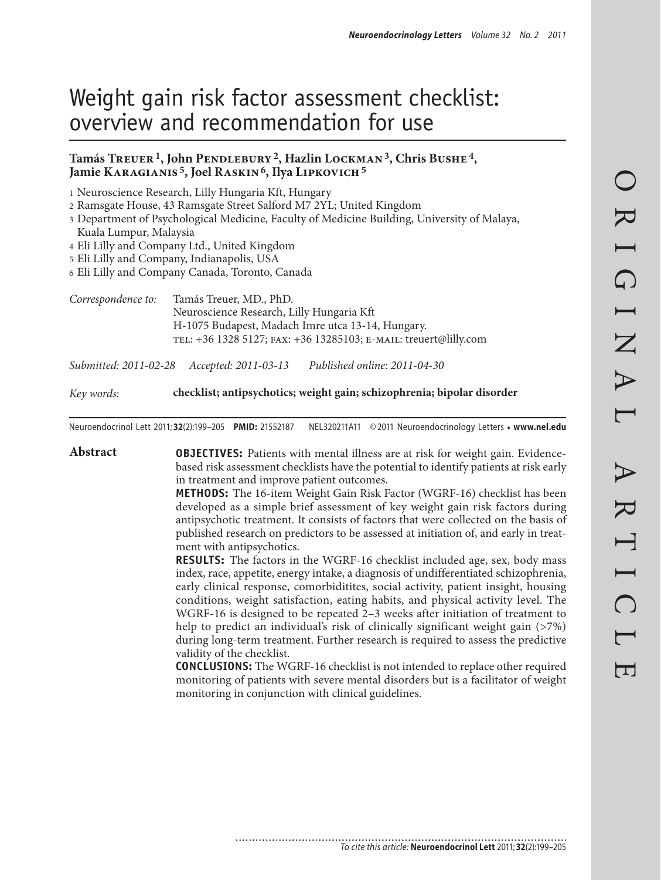# Weight gain risk factor assessment checklist: overview and recommendation for use

**Tamás Treuer [1], John Pendlebury [2], Hazlin Lockman [3], Chris Bushe [4], Jamie Karagianis [5], Joel Raskin [6], Ilya Lipkovich [5]**

1 Neuroscience Research, Lilly Hungaria Kft, Hungary
2 Ramsgate House, 43 Ramsgate Street Salford M7 2YL; United Kingdom
3 Department of Psychological Medicine, Faculty of Medicine Building, University of Malaya, Kuala Lumpur, Malaysia
4 Eli Lilly and Company Ltd., United Kingdom
5 Eli Lilly and Company, Indianapolis, USA
6 Eli Lilly and Company Canada, Toronto, Canada

*Correspondence to:* Tamás Treuer, MD., PhD.
Neuroscience Research, Lilly Hungaria Kft
H-1075 Budapest, Madach Imre utca 13-14, Hungary.
TEL: +36 1328 5127; FAX: +36 13285103; E-MAIL: treuert@lilly.com

*Submitted: 2011-02-28* *Accepted: 2011-03-13* *Published online: 2011-04-30*

*Key words:* **checklist; antipsychotics; weight gain; schizophrenia; bipolar disorder**

Neuroendocrinol Lett 2011; **32**(2):199–205 **PMID:** 21552187 NEL320211A11 © 2011 Neuroendocrinology Letters • **www.nel.edu**

## Abstract

**OBJECTIVES:** Patients with mental illness are at risk for weight gain. Evidence-based risk assessment checklists have the potential to identify patients at risk early in treatment and improve patient outcomes.

**METHODS:** The 16-item Weight Gain Risk Factor (WGRF-16) checklist has been developed as a simple brief assessment of key weight gain risk factors during antipsychotic treatment. It consists of factors that were collected on the basis of published research on predictors to be assessed at initiation of, and early in treatment with antipsychotics.

**RESULTS:** The factors in the WGRF-16 checklist included age, sex, body mass index, race, appetite, energy intake, a diagnosis of undifferentiated schizophrenia, early clinical response, comorbiditites, social activity, patient insight, housing conditions, weight satisfaction, eating habits, and physical activity level. The WGRF-16 is designed to be repeated 2–3 weeks after initiation of treatment to help to predict an individual's risk of clinically significant weight gain (>7%) during long-term treatment. Further research is required to assess the predictive validity of the checklist.

**CONCLUSIONS:** The WGRF-16 checklist is not intended to replace other required monitoring of patients with severe mental disorders but is a facilitator of weight monitoring in conjunction with clinical guidelines.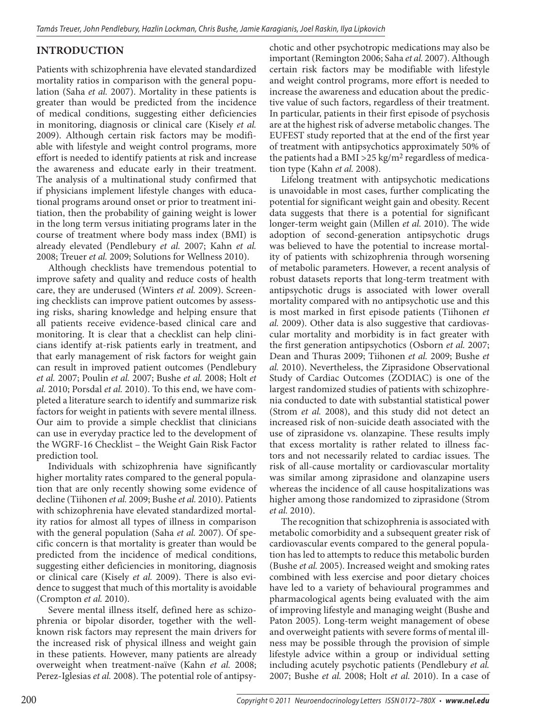## INTRODUCTION

Patients with schizophrenia have elevated standardized mortality ratios in comparison with the general population (Saha *et al.* 2007). Mortality in these patients is greater than would be predicted from the incidence of medical conditions, suggesting either deficiencies in monitoring, diagnosis or clinical care (Kisely *et al.* 2009). Although certain risk factors may be modifiable with lifestyle and weight control programs, more effort is needed to identify patients at risk and increase the awareness and educate early in their treatment. The analysis of a multinational study confirmed that if physicians implement lifestyle changes with educational programs around onset or prior to treatment initiation, then the probability of gaining weight is lower in the long term versus initiating programs later in the course of treatment where body mass index (BMI) is already elevated (Pendlebury *et al.* 2007; Kahn *et al.* 2008; Treuer *et al.* 2009; Solutions for Wellness 2010).

Although checklists have tremendous potential to improve safety and quality and reduce costs of health care, they are underused (Winters *et al.* 2009). Screening checklists can improve patient outcomes by assessing risks, sharing knowledge and helping ensure that all patients receive evidence-based clinical care and monitoring. It is clear that a checklist can help clinicians identify at-risk patients early in treatment, and that early management of risk factors for weight gain can result in improved patient outcomes (Pendlebury *et al.* 2007; Poulin *et al.* 2007; Bushe *et al.* 2008; Holt *et al.* 2010; Porsdal *et al.* 2010). To this end, we have completed a literature search to identify and summarize risk factors for weight in patients with severe mental illness. Our aim to provide a simple checklist that clinicians can use in everyday practice led to the development of the WGRF-16 Checklist – the Weight Gain Risk Factor prediction tool.

Individuals with schizophrenia have significantly higher mortality rates compared to the general population that are only recently showing some evidence of decline (Tiihonen *et al.* 2009; Bushe *et al.* 2010). Patients with schizophrenia have elevated standardized mortality ratios for almost all types of illness in comparison with the general population (Saha *et al.* 2007). Of specific concern is that mortality is greater than would be predicted from the incidence of medical conditions, suggesting either deficiencies in monitoring, diagnosis or clinical care (Kisely *et al.* 2009). There is also evidence to suggest that much of this mortality is avoidable (Crompton *et al.* 2010).

Severe mental illness itself, defined here as schizophrenia or bipolar disorder, together with the well-known risk factors may represent the main drivers for the increased risk of physical illness and weight gain in these patients. However, many patients are already overweight when treatment-naïve (Kahn *et al.* 2008; Perez-Iglesias *et al.* 2008). The potential role of antipsychotic and other psychotropic medications may also be important (Remington 2006; Saha *et al.* 2007). Although certain risk factors may be modifiable with lifestyle and weight control programs, more effort is needed to increase the awareness and education about the predictive value of such factors, regardless of their treatment. In particular, patients in their first episode of psychosis are at the highest risk of adverse metabolic changes. The EUFEST study reported that at the end of the first year of treatment with antipsychotics approximately 50% of the patients had a BMI >25 kg/m$^2$ regardless of medication type (Kahn *et al.* 2008).

Lifelong treatment with antipsychotic medications is unavoidable in most cases, further complicating the potential for significant weight gain and obesity. Recent data suggests that there is a potential for significant longer-term weight gain (Millen *et al.* 2010). The wide adoption of second-generation antipsychotic drugs was believed to have the potential to increase mortality of patients with schizophrenia through worsening of metabolic parameters. However, a recent analysis of robust datasets reports that long-term treatment with antipsychotic drugs is associated with lower overall mortality compared with no antipsychotic use and this is most marked in first episode patients (Tiihonen *et al.* 2009). Other data is also suggestive that cardiovascular mortality and morbidity is in fact greater with the first generation antipsychotics (Osborn *et al.* 2007; Dean and Thuras 2009; Tiihonen *et al.* 2009; Bushe *et al.* 2010). Nevertheless, the Ziprasidone Observational Study of Cardiac Outcomes (ZODIAC) is one of the largest randomized studies of patients with schizophrenia conducted to date with substantial statistical power (Strom *et al.* 2008), and this study did not detect an increased risk of non-suicide death associated with the use of ziprasidone vs. olanzapine. These results imply that excess mortality is rather related to illness factors and not necessarily related to cardiac issues. The risk of all-cause mortality or cardiovascular mortality was similar among ziprasidone and olanzapine users whereas the incidence of all cause hospitalizations was higher among those randomized to ziprasidone (Strom *et al.* 2010).

The recognition that schizophrenia is associated with metabolic comorbidity and a subsequent greater risk of cardiovascular events compared to the general population has led to attempts to reduce this metabolic burden (Bushe *et al.* 2005). Increased weight and smoking rates combined with less exercise and poor dietary choices have led to a variety of behavioural programmes and pharmacological agents being evaluated with the aim of improving lifestyle and managing weight (Bushe and Paton 2005). Long-term weight management of obese and overweight patients with severe forms of mental illness may be possible through the provision of simple lifestyle advice within a group or individual setting including acutely psychotic patients (Pendlebury *et al.* 2007; Bushe *et al.* 2008; Holt *et al.* 2010). In a case of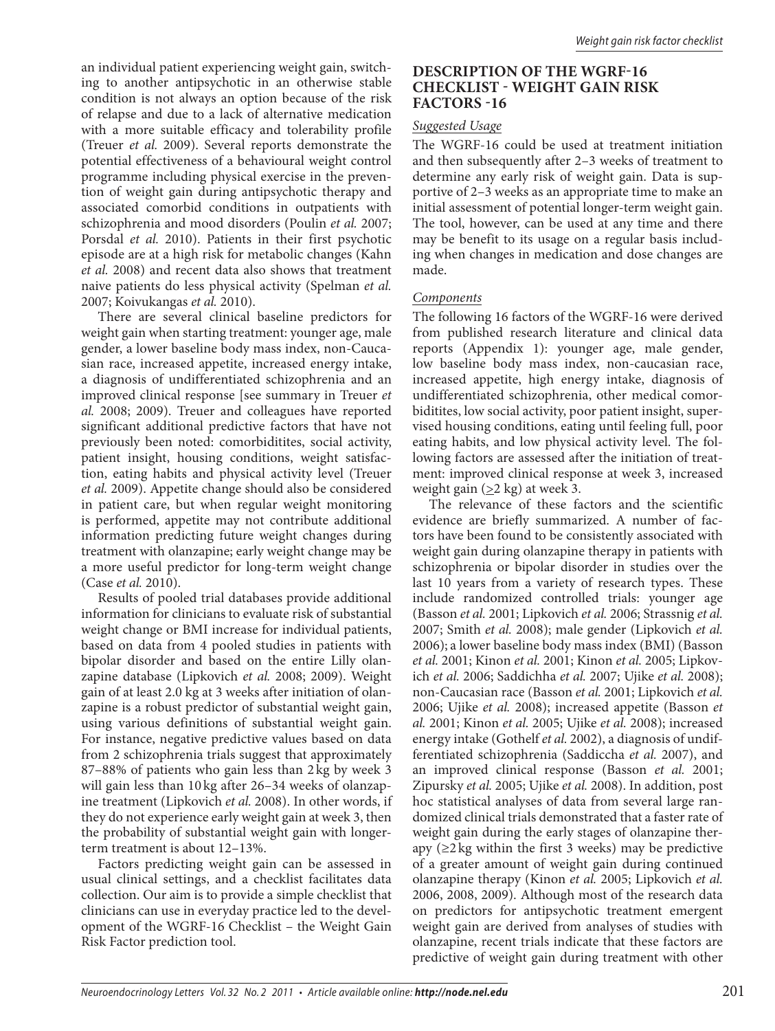an individual patient experiencing weight gain, switching to another antipsychotic in an otherwise stable condition is not always an option because of the risk of relapse and due to a lack of alternative medication with a more suitable efficacy and tolerability profile (Treuer *et al.* 2009). Several reports demonstrate the potential effectiveness of a behavioural weight control programme including physical exercise in the prevention of weight gain during antipsychotic therapy and associated comorbid conditions in outpatients with schizophrenia and mood disorders (Poulin *et al.* 2007; Porsdal *et al.* 2010). Patients in their first psychotic episode are at a high risk for metabolic changes (Kahn *et al.* 2008) and recent data also shows that treatment naive patients do less physical activity (Spelman *et al.* 2007; Koivukangas *et al.* 2010).

There are several clinical baseline predictors for weight gain when starting treatment: younger age, male gender, a lower baseline body mass index, non-Caucasian race, increased appetite, increased energy intake, a diagnosis of undifferentiated schizophrenia and an improved clinical response [see summary in Treuer *et al.* 2008; 2009). Treuer and colleagues have reported significant additional predictive factors that have not previously been noted: comorbiditites, social activity, patient insight, housing conditions, weight satisfaction, eating habits and physical activity level (Treuer *et al.* 2009). Appetite change should also be considered in patient care, but when regular weight monitoring is performed, appetite may not contribute additional information predicting future weight changes during treatment with olanzapine; early weight change may be a more useful predictor for long-term weight change (Case *et al.* 2010).

Results of pooled trial databases provide additional information for clinicians to evaluate risk of substantial weight change or BMI increase for individual patients, based on data from 4 pooled studies in patients with bipolar disorder and based on the entire Lilly olanzapine database (Lipkovich *et al.* 2008; 2009). Weight gain of at least 2.0 kg at 3 weeks after initiation of olanzapine is a robust predictor of substantial weight gain, using various definitions of substantial weight gain. For instance, negative predictive values based on data from 2 schizophrenia trials suggest that approximately 87–88% of patients who gain less than 2 kg by week 3 will gain less than 10 kg after 26–34 weeks of olanzapine treatment (Lipkovich *et al.* 2008). In other words, if they do not experience early weight gain at week 3, then the probability of substantial weight gain with longer-term treatment is about 12–13%.

Factors predicting weight gain can be assessed in usual clinical settings, and a checklist facilitates data collection. Our aim is to provide a simple checklist that clinicians can use in everyday practice led to the development of the WGRF-16 Checklist – the Weight Gain Risk Factor prediction tool.

## DESCRIPTION OF THE WGRF-16 CHECKLIST - WEIGHT GAIN RISK FACTORS -16

### *Suggested Usage*

The WGRF-16 could be used at treatment initiation and then subsequently after 2–3 weeks of treatment to determine any early risk of weight gain. Data is supportive of 2–3 weeks as an appropriate time to make an initial assessment of potential longer-term weight gain. The tool, however, can be used at any time and there may be benefit to its usage on a regular basis including when changes in medication and dose changes are made.

### *Components*

The following 16 factors of the WGRF-16 were derived from published research literature and clinical data reports (Appendix 1): younger age, male gender, low baseline body mass index, non-caucasian race, increased appetite, high energy intake, diagnosis of undifferentiated schizophrenia, other medical comorbiditites, low social activity, poor patient insight, supervised housing conditions, eating until feeling full, poor eating habits, and low physical activity level. The following factors are assessed after the initiation of treatment: improved clinical response at week 3, increased weight gain ($\geq$2 kg) at week 3.

The relevance of these factors and the scientific evidence are briefly summarized. A number of factors have been found to be consistently associated with weight gain during olanzapine therapy in patients with schizophrenia or bipolar disorder in studies over the last 10 years from a variety of research types. These include randomized controlled trials: younger age (Basson *et al.* 2001; Lipkovich *et al.* 2006; Strassnig *et al.* 2007; Smith *et al.* 2008); male gender (Lipkovich *et al.* 2006); a lower baseline body mass index (BMI) (Basson *et al.* 2001; Kinon *et al.* 2001; Kinon *et al.* 2005; Lipkovich *et al.* 2006; Saddichha *et al.* 2007; Ujike *et al.* 2008); non-Caucasian race (Basson *et al.* 2001; Lipkovich *et al.* 2006; Ujike *et al.* 2008); increased appetite (Basson *et al.* 2001; Kinon *et al.* 2005; Ujike *et al.* 2008); increased energy intake (Gothelf *et al.* 2002), a diagnosis of undifferentiated schizophrenia (Saddiccha *et al.* 2007), and an improved clinical response (Basson *et al.* 2001; Zipursky *et al.* 2005; Ujike *et al.* 2008). In addition, post hoc statistical analyses of data from several large randomized clinical trials demonstrated that a faster rate of weight gain during the early stages of olanzapine therapy ($\geq$2 kg within the first 3 weeks) may be predictive of a greater amount of weight gain during continued olanzapine therapy (Kinon *et al.* 2005; Lipkovich *et al.* 2006, 2008, 2009). Although most of the research data on predictors for antipsychotic treatment emergent weight gain are derived from analyses of studies with olanzapine, recent trials indicate that these factors are predictive of weight gain during treatment with other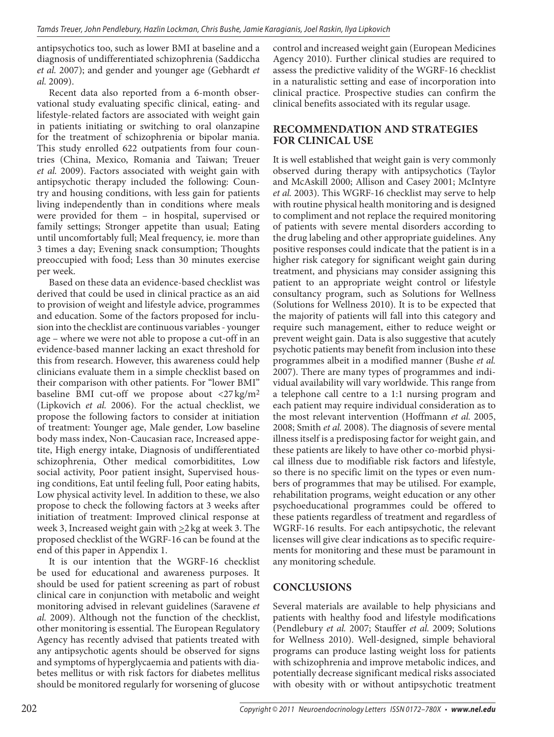antipsychotics too, such as lower BMI at baseline and a diagnosis of undifferentiated schizophrenia (Saddiccha *et al.* 2007); and gender and younger age (Gebhardt *et al.* 2009).

Recent data also reported from a 6-month observational study evaluating specific clinical, eating- and lifestyle-related factors are associated with weight gain in patients initiating or switching to oral olanzapine for the treatment of schizophrenia or bipolar mania. This study enrolled 622 outpatients from four countries (China, Mexico, Romania and Taiwan; Treuer *et al.* 2009). Factors associated with weight gain with antipsychotic therapy included the following: Country and housing conditions, with less gain for patients living independently than in conditions where meals were provided for them – in hospital, supervised or family settings; Stronger appetite than usual; Eating until uncomfortably full; Meal frequency, ie. more than 3 times a day; Evening snack consumption; Thoughts preoccupied with food; Less than 30 minutes exercise per week.

Based on these data an evidence-based checklist was derived that could be used in clinical practice as an aid to provision of weight and lifestyle advice, programmes and education. Some of the factors proposed for inclusion into the checklist are continuous variables - younger age – where we were not able to propose a cut-off in an evidence-based manner lacking an exact threshold for this from research. However, this awareness could help clinicians evaluate them in a simple checklist based on their comparison with other patients. For "lower BMI" baseline BMI cut-off we propose about $<27\,\mathrm{kg/m^2}$ (Lipkovich *et al.* 2006). For the actual checklist, we propose the following factors to consider at initiation of treatment: Younger age, Male gender, Low baseline body mass index, Non-Caucasian race, Increased appetite, High energy intake, Diagnosis of undifferentiated schizophrenia, Other medical comorbiditites, Low social activity, Poor patient insight, Supervised housing conditions, Eat until feeling full, Poor eating habits, Low physical activity level. In addition to these, we also propose to check the following factors at 3 weeks after initiation of treatment: Improved clinical response at week 3, Increased weight gain with $\geq$2 kg at week 3. The proposed checklist of the WGRF-16 can be found at the end of this paper in Appendix 1.

It is our intention that the WGRF-16 checklist be used for educational and awareness purposes. It should be used for patient screening as part of robust clinical care in conjunction with metabolic and weight monitoring advised in relevant guidelines (Saravene *et al.* 2009). Although not the function of the checklist, other monitoring is essential. The European Regulatory Agency has recently advised that patients treated with any antipsychotic agents should be observed for signs and symptoms of hyperglycaemia and patients with diabetes mellitus or with risk factors for diabetes mellitus should be monitored regularly for worsening of glucose control and increased weight gain (European Medicines Agency 2010). Further clinical studies are required to assess the predictive validity of the WGRF-16 checklist in a naturalistic setting and ease of incorporation into clinical practice. Prospective studies can confirm the clinical benefits associated with its regular usage.

## RECOMMENDATION AND STRATEGIES FOR CLINICAL USE

It is well established that weight gain is very commonly observed during therapy with antipsychotics (Taylor and McAskill 2000; Allison and Casey 2001; McIntyre *et al.* 2003). This WGRF-16 checklist may serve to help with routine physical health monitoring and is designed to compliment and not replace the required monitoring of patients with severe mental disorders according to the drug labeling and other appropriate guidelines. Any positive responses could indicate that the patient is in a higher risk category for significant weight gain during treatment, and physicians may consider assigning this patient to an appropriate weight control or lifestyle consultancy program, such as Solutions for Wellness (Solutions for Wellness 2010). It is to be expected that the majority of patients will fall into this category and require such management, either to reduce weight or prevent weight gain. Data is also suggestive that acutely psychotic patients may benefit from inclusion into these programmes albeit in a modified manner (Bushe *et al.* 2007). There are many types of programmes and individual availability will vary worldwide. This range from a telephone call centre to a 1:1 nursing program and each patient may require individual consideration as to the most relevant intervention (Hoffmann *et al.* 2005, 2008; Smith *et al.* 2008). The diagnosis of severe mental illness itself is a predisposing factor for weight gain, and these patients are likely to have other co-morbid physical illness due to modifiable risk factors and lifestyle, so there is no specific limit on the types or even numbers of programmes that may be utilised. For example, rehabilitation programs, weight education or any other psychoeducational programmes could be offered to these patients regardless of treatment and regardless of WGRF-16 results. For each antipsychotic, the relevant licenses will give clear indications as to specific requirements for monitoring and these must be paramount in any monitoring schedule.

## CONCLUSIONS

Several materials are available to help physicians and patients with healthy food and lifestyle modifications (Pendlebury *et al.* 2007; Stauffer *et al.* 2009; Solutions for Wellness 2010). Well-designed, simple behavioral programs can produce lasting weight loss for patients with schizophrenia and improve metabolic indices, and potentially decrease significant medical risks associated with obesity with or without antipsychotic treatment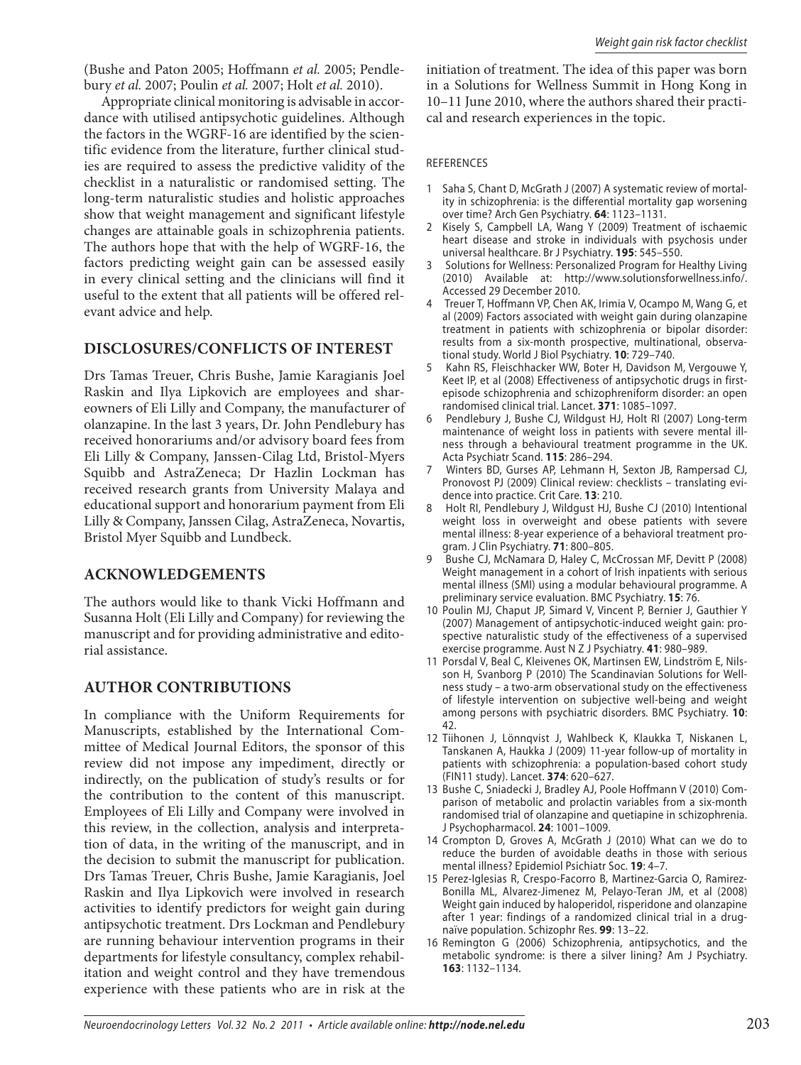(Bushe and Paton 2005; Hoffmann *et al.* 2005; Pendlebury *et al.* 2007; Poulin *et al.* 2007; Holt *et al.* 2010).

Appropriate clinical monitoring is advisable in accordance with utilised antipsychotic guidelines. Although the factors in the WGRF-16 are identified by the scientific evidence from the literature, further clinical studies are required to assess the predictive validity of the checklist in a naturalistic or randomised setting. The long-term naturalistic studies and holistic approaches show that weight management and significant lifestyle changes are attainable goals in schizophrenia patients. The authors hope that with the help of WGRF-16, the factors predicting weight gain can be assessed easily in every clinical setting and the clinicians will find it useful to the extent that all patients will be offered relevant advice and help.

## DISCLOSURES/CONFLICTS OF INTEREST

Drs Tamas Treuer, Chris Bushe, Jamie Karagianis Joel Raskin and Ilya Lipkovich are employees and shareowners of Eli Lilly and Company, the manufacturer of olanzapine. In the last 3 years, Dr. John Pendlebury has received honorariums and/or advisory board fees from Eli Lilly & Company, Janssen-Cilag Ltd, Bristol-Myers Squibb and AstraZeneca; Dr Hazlin Lockman has received research grants from University Malaya and educational support and honorarium payment from Eli Lilly & Company, Janssen Cilag, AstraZeneca, Novartis, Bristol Myer Squibb and Lundbeck.

## ACKNOWLEDGEMENTS

The authors would like to thank Vicki Hoffmann and Susanna Holt (Eli Lilly and Company) for reviewing the manuscript and for providing administrative and editorial assistance.

## AUTHOR CONTRIBUTIONS

In compliance with the Uniform Requirements for Manuscripts, established by the International Committee of Medical Journal Editors, the sponsor of this review did not impose any impediment, directly or indirectly, on the publication of study's results or for the contribution to the content of this manuscript. Employees of Eli Lilly and Company were involved in this review, in the collection, analysis and interpretation of data, in the writing of the manuscript, and in the decision to submit the manuscript for publication. Drs Tamas Treuer, Chris Bushe, Jamie Karagianis, Joel Raskin and Ilya Lipkovich were involved in research activities to identify predictors for weight gain during antipsychotic treatment. Drs Lockman and Pendlebury are running behaviour intervention programs in their departments for lifestyle consultancy, complex rehabilitation and weight control and they have tremendous experience with these patients who are in risk at the initiation of treatment. The idea of this paper was born in a Solutions for Wellness Summit in Hong Kong in 10–11 June 2010, where the authors shared their practical and research experiences in the topic.

### REFERENCES

1 Saha S, Chant D, McGrath J (2007) A systematic review of mortality in schizophrenia: is the differential mortality gap worsening over time? Arch Gen Psychiatry. **64**: 1123–1131.
2 Kisely S, Campbell LA, Wang Y (2009) Treatment of ischaemic heart disease and stroke in individuals with psychosis under universal healthcare. Br J Psychiatry. **195**: 545–550.
3 Solutions for Wellness: Personalized Program for Healthy Living (2010) Available at: http://www.solutionsforwellness.info/. Accessed 29 December 2010.
4 Treuer T, Hoffmann VP, Chen AK, Irimia V, Ocampo M, Wang G, et al (2009) Factors associated with weight gain during olanzapine treatment in patients with schizophrenia or bipolar disorder: results from a six-month prospective, multinational, observational study. World J Biol Psychiatry. **10**: 729–740.
5 Kahn RS, Fleischhacker WW, Boter H, Davidson M, Vergouwe Y, Keet IP, et al (2008) Effectiveness of antipsychotic drugs in first-episode schizophrenia and schizophreniform disorder: an open randomised clinical trial. Lancet. **371**: 1085–1097.
6 Pendlebury J, Bushe CJ, Wildgust HJ, Holt RI (2007) Long-term maintenance of weight loss in patients with severe mental illness through a behavioural treatment programme in the UK. Acta Psychiatr Scand. **115**: 286–294.
7 Winters BD, Gurses AP, Lehmann H, Sexton JB, Rampersad CJ, Pronovost PJ (2009) Clinical review: checklists – translating evidence into practice. Crit Care. **13**: 210.
8 Holt RI, Pendlebury J, Wildgust HJ, Bushe CJ (2010) Intentional weight loss in overweight and obese patients with severe mental illness: 8-year experience of a behavioral treatment program. J Clin Psychiatry. **71**: 800–805.
9 Bushe CJ, McNamara D, Haley C, McCrossan MF, Devitt P (2008) Weight management in a cohort of Irish inpatients with serious mental illness (SMI) using a modular behavioural programme. A preliminary service evaluation. BMC Psychiatry. **15**: 76.
10 Poulin MJ, Chaput JP, Simard V, Vincent P, Bernier J, Gauthier Y (2007) Management of antipsychotic-induced weight gain: prospective naturalistic study of the effectiveness of a supervised exercise programme. Aust N Z J Psychiatry. **41**: 980–989.
11 Porsdal V, Beal C, Kleivenes OK, Martinsen EW, Lindström E, Nilsson H, Svanborg P (2010) The Scandinavian Solutions for Wellness study – a two-arm observational study on the effectiveness of lifestyle intervention on subjective well-being and weight among persons with psychiatric disorders. BMC Psychiatry. **10**: 42.
12 Tiihonen J, Lönnqvist J, Wahlbeck K, Klaukka T, Niskanen L, Tanskanen A, Haukka J (2009) 11-year follow-up of mortality in patients with schizophrenia: a population-based cohort study (FIN11 study). Lancet. **374**: 620–627.
13 Bushe C, Sniadecki J, Bradley AJ, Poole Hoffmann V (2010) Comparison of metabolic and prolactin variables from a six-month randomised trial of olanzapine and quetiapine in schizophrenia. J Psychopharmacol. **24**: 1001–1009.
14 Crompton D, Groves A, McGrath J (2010) What can we do to reduce the burden of avoidable deaths in those with serious mental illness? Epidemiol Psichiatr Soc. **19**: 4–7.
15 Perez-Iglesias R, Crespo-Facorro B, Martinez-Garcia O, Ramirez-Bonilla ML, Alvarez-Jimenez M, Pelayo-Teran JM, et al (2008) Weight gain induced by haloperidol, risperidone and olanzapine after 1 year: findings of a randomized clinical trial in a drug-naïve population. Schizophr Res. **99**: 13–22.
16 Remington G (2006) Schizophrenia, antipsychotics, and the metabolic syndrome: is there a silver lining? Am J Psychiatry. **163**: 1132–1134.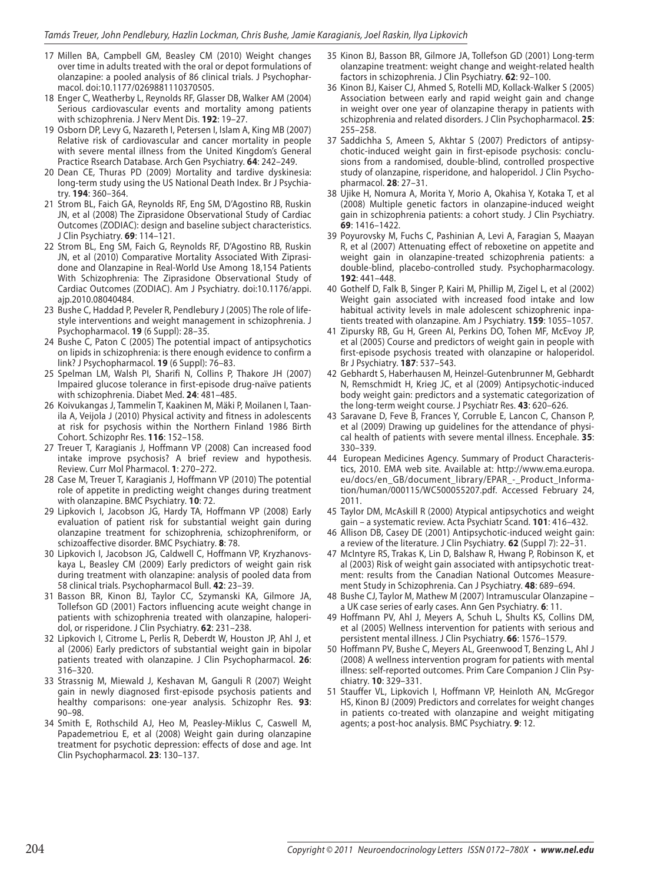17 Millen BA, Campbell GM, Beasley CM (2010) Weight changes over time in adults treated with the oral or depot formulations of olanzapine: a pooled analysis of 86 clinical trials. J Psychopharmacol. doi:10.1177/0269881110370505.

18 Enger C, Weatherby L, Reynolds RF, Glasser DB, Walker AM (2004) Serious cardiovascular events and mortality among patients with schizophrenia. J Nerv Ment Dis. **192**: 19–27.

19 Osborn DP, Levy G, Nazareth I, Petersen I, Islam A, King MB (2007) Relative risk of cardiovascular and cancer mortality in people with severe mental illness from the United Kingdom's General Practice Rsearch Database. Arch Gen Psychiatry. **64**: 242–249.

20 Dean CE, Thuras PD (2009) Mortality and tardive dyskinesia: long-term study using the US National Death Index. Br J Psychiatry. **194**: 360–364.

21 Strom BL, Faich GA, Reynolds RF, Eng SM, D'Agostino RB, Ruskin JN, et al (2008) The Ziprasidone Observational Study of Cardiac Outcomes (ZODIAC): design and baseline subject characteristics. J Clin Psychiatry. **69**: 114–121.

22 Strom BL, Eng SM, Faich G, Reynolds RF, D'Agostino RB, Ruskin JN, et al (2010) Comparative Mortality Associated With Ziprasidone and Olanzapine in Real-World Use Among 18,154 Patients With Schizophrenia: The Ziprasidone Observational Study of Cardiac Outcomes (ZODIAC). Am J Psychiatry. doi:10.1176/appi.ajp.2010.08040484.

23 Bushe C, Haddad P, Peveler R, Pendlebury J (2005) The role of lifestyle interventions and weight management in schizophrenia. J Psychopharmacol. **19** (6 Suppl): 28–35.

24 Bushe C, Paton C (2005) The potential impact of antipsychotics on lipids in schizophrenia: is there enough evidence to confirm a link? J Psychopharmacol. **19** (6 Suppl): 76–83.

25 Spelman LM, Walsh PI, Sharifi N, Collins P, Thakore JH (2007) Impaired glucose tolerance in first-episode drug-naïve patients with schizophrenia. Diabet Med. **24**: 481–485.

26 Koivukangas J, Tammelin T, Kaakinen M, Mäki P, Moilanen I, Taanila A, Veijola J (2010) Physical activity and fitness in adolescents at risk for psychosis within the Northern Finland 1986 Birth Cohort. Schizophr Res. **116**: 152–158.

27 Treuer T, Karagianis J, Hoffmann VP (2008) Can increased food intake improve psychosis? A brief review and hypothesis. Review. Curr Mol Pharmacol. **1**: 270–272.

28 Case M, Treuer T, Karagianis J, Hoffmann VP (2010) The potential role of appetite in predicting weight changes during treatment with olanzapine. BMC Psychiatry. **10**: 72.

29 Lipkovich I, Jacobson JG, Hardy TA, Hoffmann VP (2008) Early evaluation of patient risk for substantial weight gain during olanzapine treatment for schizophrenia, schizophreniform, or schizoaffective disorder. BMC Psychiatry. **8**: 78.

30 Lipkovich I, Jacobson JG, Caldwell C, Hoffmann VP, Kryzhanovskaya L, Beasley CM (2009) Early predictors of weight gain risk during treatment with olanzapine: analysis of pooled data from 58 clinical trials. Psychopharmacol Bull. **42**: 23–39.

31 Basson BR, Kinon BJ, Taylor CC, Szymanski KA, Gilmore JA, Tollefson GD (2001) Factors influencing acute weight change in patients with schizophrenia treated with olanzapine, haloperidol, or risperidone. J Clin Psychiatry. **62**: 231–238.

32 Lipkovich I, Citrome L, Perlis R, Deberdt W, Houston JP, Ahl J, et al (2006) Early predictors of substantial weight gain in bipolar patients treated with olanzapine. J Clin Psychopharmacol. **26**: 316–320.

33 Strassnig M, Miewald J, Keshavan M, Ganguli R (2007) Weight gain in newly diagnosed first-episode psychosis patients and healthy comparisons: one-year analysis. Schizophr Res. **93**: 90–98.

34 Smith E, Rothschild AJ, Heo M, Peasley-Miklus C, Caswell M, Papademetriou E, et al (2008) Weight gain during olanzapine treatment for psychotic depression: effects of dose and age. Int Clin Psychopharmacol. **23**: 130–137.

35 Kinon BJ, Basson BR, Gilmore JA, Tollefson GD (2001) Long-term olanzapine treatment: weight change and weight-related health factors in schizophrenia. J Clin Psychiatry. **62**: 92–100.

36 Kinon BJ, Kaiser CJ, Ahmed S, Rotelli MD, Kollack-Walker S (2005) Association between early and rapid weight gain and change in weight over one year of olanzapine therapy in patients with schizophrenia and related disorders. J Clin Psychopharmacol. **25**: 255–258.

37 Saddichha S, Ameen S, Akhtar S (2007) Predictors of antipsychotic-induced weight gain in first-episode psychosis: conclusions from a randomised, double-blind, controlled prospective study of olanzapine, risperidone, and haloperidol. J Clin Psychopharmacol. **28**: 27–31.

38 Ujike H, Nomura A, Morita Y, Morio A, Okahisa Y, Kotaka T, et al (2008) Multiple genetic factors in olanzapine-induced weight gain in schizophrenia patients: a cohort study. J Clin Psychiatry. **69**: 1416–1422.

39 Poyurovsky M, Fuchs C, Pashinian A, Levi A, Faragian S, Maayan R, et al (2007) Attenuating effect of reboxetine on appetite and weight gain in olanzapine-treated schizophrenia patients: a double-blind, placebo-controlled study. Psychopharmacology. **192**: 441–448.

40 Gothelf D, Falk B, Singer P, Kairi M, Phillip M, Zigel L, et al (2002) Weight gain associated with increased food intake and low habitual activity levels in male adolescent schizophrenic inpatients treated with olanzapine. Am J Psychiatry. **159**: 1055–1057.

41 Zipursky RB, Gu H, Green AI, Perkins DO, Tohen MF, McEvoy JP, et al (2005) Course and predictors of weight gain in people with first-episode psychosis treated with olanzapine or haloperidol. Br J Psychiatry. **187**: 537–543.

42 Gebhardt S, Haberhausen M, Heinzel-Gutenbrunner M, Gebhardt N, Remschmidt H, Krieg JC, et al (2009) Antipsychotic-induced body weight gain: predictors and a systematic categorization of the long-term weight course. J Psychiatr Res. **43**: 620–626.

43 Saravane D, Feve B, Frances Y, Corruble E, Lancon C, Chanson P, et al (2009) Drawing up guidelines for the attendance of physical health of patients with severe mental illness. Encephale. **35**: 330–339.

44 European Medicines Agency. Summary of Product Characteristics, 2010. EMA web site. Available at: http://www.ema.europa.eu/docs/en_GB/document_library/EPAR_-_Product_Information/human/000115/WC500055207.pdf. Accessed February 24, 2011.

45 Taylor DM, McAskill R (2000) Atypical antipsychotics and weight gain – a systematic review. Acta Psychiatr Scand. **101**: 416–432.

46 Allison DB, Casey DE (2001) Antipsychotic-induced weight gain: a review of the literature. J Clin Psychiatry. **62** (Suppl 7): 22–31.

47 McIntyre RS, Trakas K, Lin D, Balshaw R, Hwang P, Robinson K, et al (2003) Risk of weight gain associated with antipsychotic treatment: results from the Canadian National Outcomes Measurement Study in Schizophrenia. Can J Psychiatry. **48**: 689–694.

48 Bushe CJ, Taylor M, Mathew M (2007) Intramuscular Olanzapine – a UK case series of early cases. Ann Gen Psychiatry. **6**: 11.

49 Hoffmann PV, Ahl J, Meyers A, Schuh L, Shults KS, Collins DM, et al (2005) Wellness intervention for patients with serious and persistent mental illness. J Clin Psychiatry. **66**: 1576–1579.

50 Hoffmann PV, Bushe C, Meyers AL, Greenwood T, Benzing L, Ahl J (2008) A wellness intervention program for patients with mental illness: self-reported outcomes. Prim Care Companion J Clin Psychiatry. **10**: 329–331.

51 Stauffer VL, Lipkovich I, Hoffmann VP, Heinloth AN, McGregor HS, Kinon BJ (2009) Predictors and correlates for weight changes in patients co-treated with olanzapine and weight mitigating agents; a post-hoc analysis. BMC Psychiatry. **9**: 12.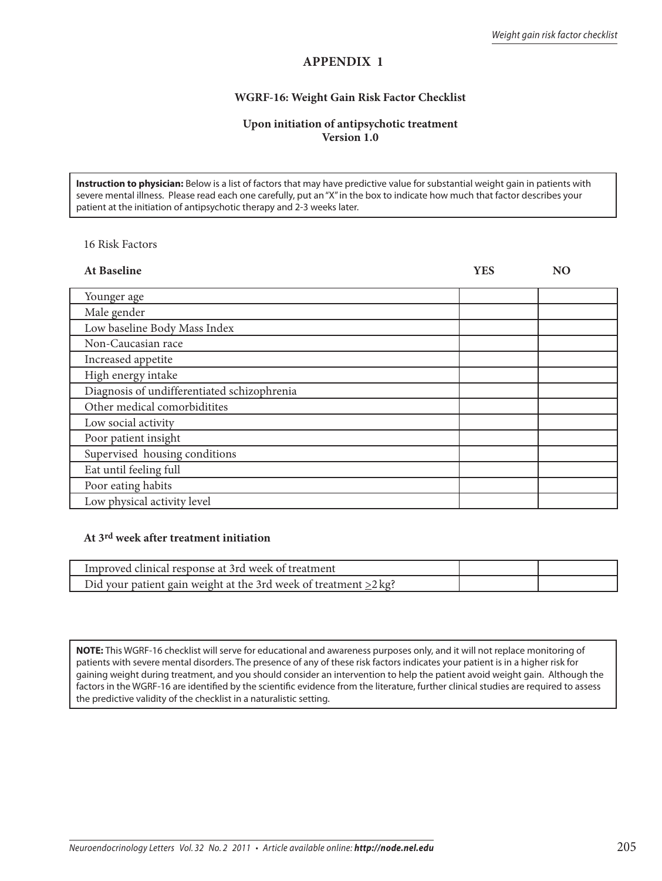# APPENDIX 1

### WGRF-16: Weight Gain Risk Factor Checklist

**Upon initiation of antipsychotic treatment**
**Version 1.0**

**Instruction to physician:** Below is a list of factors that may have predictive value for substantial weight gain in patients with severe mental illness. Please read each one carefully, put an "X" in the box to indicate how much that factor describes your patient at the initiation of antipsychotic therapy and 2-3 weeks later.

16 Risk Factors

| At Baseline | YES | NO |
|---|---|---|
| Younger age | | |
| Male gender | | |
| Low baseline Body Mass Index | | |
| Non-Caucasian race | | |
| Increased appetite | | |
| High energy intake | | |
| Diagnosis of undifferentiated schizophrenia | | |
| Other medical comorbiditites | | |
| Low social activity | | |
| Poor patient insight | | |
| Supervised housing conditions | | |
| Eat until feeling full | | |
| Poor eating habits | | |
| Low physical activity level | | |

**At 3rd week after treatment initiation**

| | | |
|---|---|---|
| Improved clinical response at 3rd week of treatment | | |
| Did your patient gain weight at the 3rd week of treatment $\geq$2 kg? | | |

**NOTE:** This WGRF-16 checklist will serve for educational and awareness purposes only, and it will not replace monitoring of patients with severe mental disorders. The presence of any of these risk factors indicates your patient is in a higher risk for gaining weight during treatment, and you should consider an intervention to help the patient avoid weight gain. Although the factors in the WGRF-16 are identified by the scientific evidence from the literature, further clinical studies are required to assess the predictive validity of the checklist in a naturalistic setting.